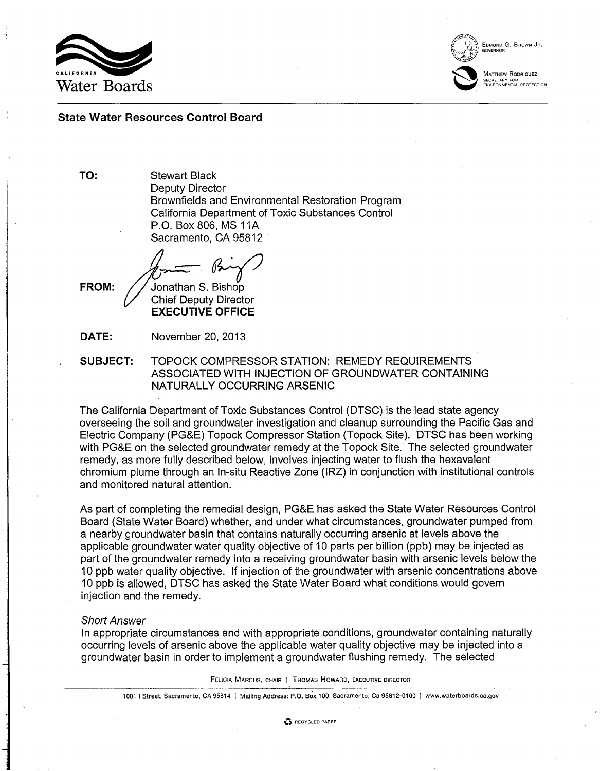# California Water Boards

EDMUND G. BROWN JR.
GOVERNOR

MATTHEW RODRIQUEZ
SECRETARY FOR
ENVIRONMENTAL PROTECTION

## State Water Resources Control Board

**TO:** Stewart Black
Deputy Director
Brownfields and Environmental Restoration Program
California Department of Toxic Substances Control
P.O. Box 806, MS 11A
Sacramento, CA 95812

**FROM:** Jonathan S. Bishop
Chief Deputy Director
**EXECUTIVE OFFICE**

**DATE:** November 20, 2013

**SUBJECT:** TOPOCK COMPRESSOR STATION: REMEDY REQUIREMENTS ASSOCIATED WITH INJECTION OF GROUNDWATER CONTAINING NATURALLY OCCURRING ARSENIC

The California Department of Toxic Substances Control (DTSC) is the lead state agency overseeing the soil and groundwater investigation and cleanup surrounding the Pacific Gas and Electric Company (PG&E) Topock Compressor Station (Topock Site). DTSC has been working with PG&E on the selected groundwater remedy at the Topock Site. The selected groundwater remedy, as more fully described below, involves injecting water to flush the hexavalent chromium plume through an In-situ Reactive Zone (IRZ) in conjunction with institutional controls and monitored natural attention.

As part of completing the remedial design, PG&E has asked the State Water Resources Control Board (State Water Board) whether, and under what circumstances, groundwater pumped from a nearby groundwater basin that contains naturally occurring arsenic at levels above the applicable groundwater water quality objective of 10 parts per billion (ppb) may be injected as part of the groundwater remedy into a receiving groundwater basin with arsenic levels below the 10 ppb water quality objective. If injection of the groundwater with arsenic concentrations above 10 ppb is allowed, DTSC has asked the State Water Board what conditions would govern injection and the remedy.

*Short Answer*

In appropriate circumstances and with appropriate conditions, groundwater containing naturally occurring levels of arsenic above the applicable water quality objective may be injected into a groundwater basin in order to implement a groundwater flushing remedy. The selected

FELICIA MARCUS, CHAIR | THOMAS HOWARD, EXECUTIVE DIRECTOR

1001 I Street, Sacramento, CA 95814 | Mailing Address: P.O. Box 100, Sacramento, Ca 95812-0100 | www.waterboards.ca.gov

RECYCLED PAPER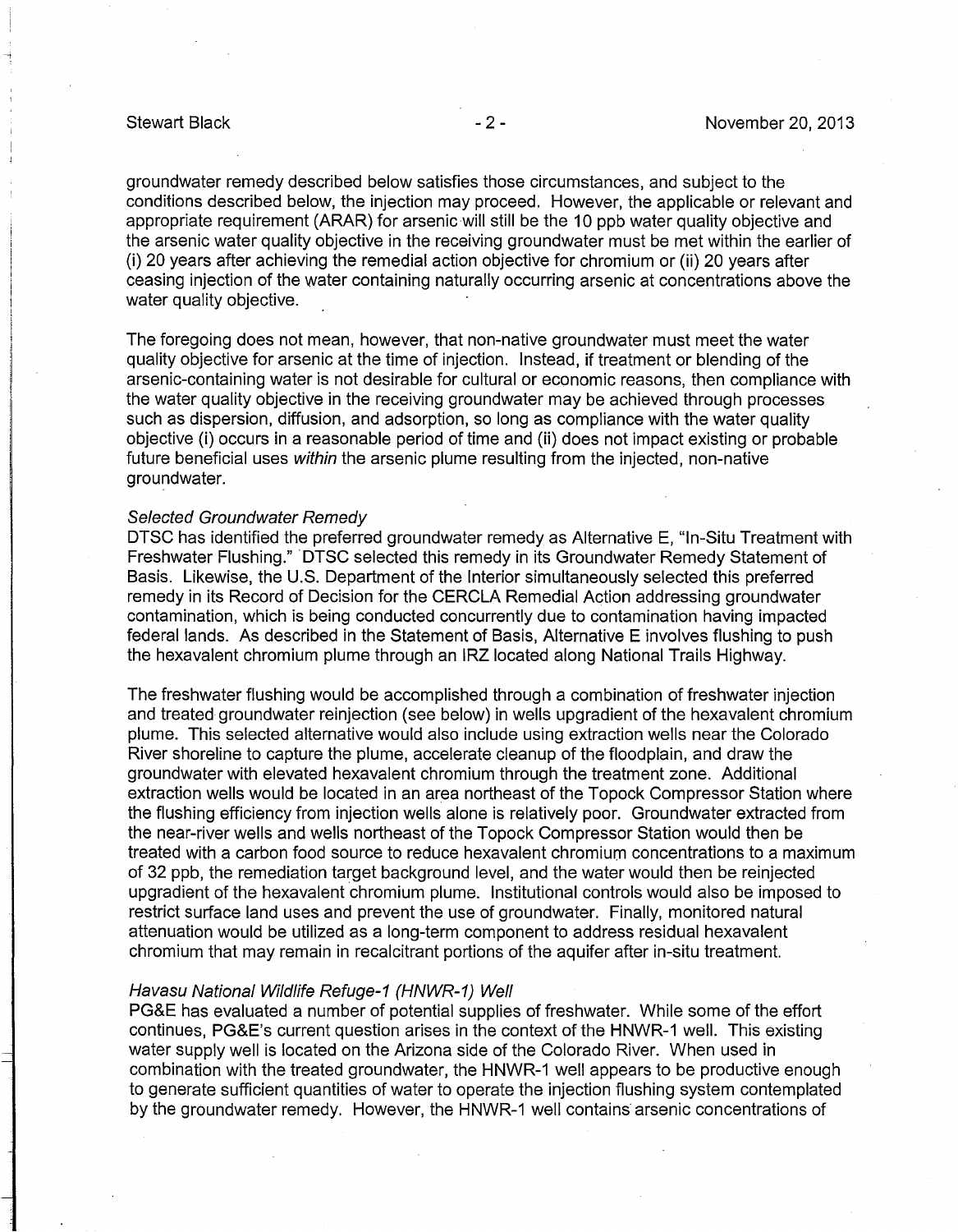groundwater remedy described below satisfies those circumstances, and subject to the conditions described below, the injection may proceed. However, the applicable or relevant and appropriate requirement (ARAR) for arsenic will still be the 10 ppb water quality objective and the arsenic water quality objective in the receiving groundwater must be met within the earlier of (i) 20 years after achieving the remedial action objective for chromium or (ii) 20 years after ceasing injection of the water containing naturally occurring arsenic at concentrations above the water quality objective.

The foregoing does not mean, however, that non-native groundwater must meet the water quality objective for arsenic at the time of injection. Instead, if treatment or blending of the arsenic-containing water is not desirable for cultural or economic reasons, then compliance with the water quality objective in the receiving groundwater may be achieved through processes such as dispersion, diffusion, and adsorption, so long as compliance with the water quality objective (i) occurs in a reasonable period of time and (ii) does not impact existing or probable future beneficial uses *within* the arsenic plume resulting from the injected, non-native groundwater.

*Selected Groundwater Remedy*

DTSC has identified the preferred groundwater remedy as Alternative E, "In-Situ Treatment with Freshwater Flushing." DTSC selected this remedy in its Groundwater Remedy Statement of Basis. Likewise, the U.S. Department of the Interior simultaneously selected this preferred remedy in its Record of Decision for the CERCLA Remedial Action addressing groundwater contamination, which is being conducted concurrently due to contamination having impacted federal lands. As described in the Statement of Basis, Alternative E involves flushing to push the hexavalent chromium plume through an IRZ located along National Trails Highway.

The freshwater flushing would be accomplished through a combination of freshwater injection and treated groundwater reinjection (see below) in wells upgradient of the hexavalent chromium plume. This selected alternative would also include using extraction wells near the Colorado River shoreline to capture the plume, accelerate cleanup of the floodplain, and draw the groundwater with elevated hexavalent chromium through the treatment zone. Additional extraction wells would be located in an area northeast of the Topock Compressor Station where the flushing efficiency from injection wells alone is relatively poor. Groundwater extracted from the near-river wells and wells northeast of the Topock Compressor Station would then be treated with a carbon food source to reduce hexavalent chromium concentrations to a maximum of 32 ppb, the remediation target background level, and the water would then be reinjected upgradient of the hexavalent chromium plume. Institutional controls would also be imposed to restrict surface land uses and prevent the use of groundwater. Finally, monitored natural attenuation would be utilized as a long-term component to address residual hexavalent chromium that may remain in recalcitrant portions of the aquifer after in-situ treatment.

*Havasu National Wildlife Refuge-1 (HNWR-1) Well*

PG&E has evaluated a number of potential supplies of freshwater. While some of the effort continues, PG&E's current question arises in the context of the HNWR-1 well. This existing water supply well is located on the Arizona side of the Colorado River. When used in combination with the treated groundwater, the HNWR-1 well appears to be productive enough to generate sufficient quantities of water to operate the injection flushing system contemplated by the groundwater remedy. However, the HNWR-1 well contains arsenic concentrations of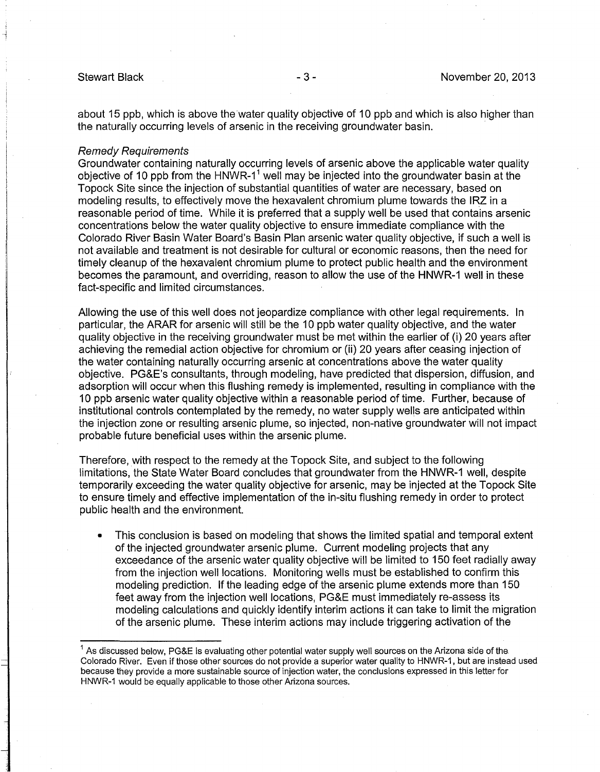about 15 ppb, which is above the water quality objective of 10 ppb and which is also higher than the naturally occurring levels of arsenic in the receiving groundwater basin.

*Remedy Requirements*

Groundwater containing naturally occurring levels of arsenic above the applicable water quality objective of 10 ppb from the HNWR-1[1] well may be injected into the groundwater basin at the Topock Site since the injection of substantial quantities of water are necessary, based on modeling results, to effectively move the hexavalent chromium plume towards the IRZ in a reasonable period of time. While it is preferred that a supply well be used that contains arsenic concentrations below the water quality objective to ensure immediate compliance with the Colorado River Basin Water Board's Basin Plan arsenic water quality objective, if such a well is not available and treatment is not desirable for cultural or economic reasons, then the need for timely cleanup of the hexavalent chromium plume to protect public health and the environment becomes the paramount, and overriding, reason to allow the use of the HNWR-1 well in these fact-specific and limited circumstances.

Allowing the use of this well does not jeopardize compliance with other legal requirements. In particular, the ARAR for arsenic will still be the 10 ppb water quality objective, and the water quality objective in the receiving groundwater must be met within the earlier of (i) 20 years after achieving the remedial action objective for chromium or (ii) 20 years after ceasing injection of the water containing naturally occurring arsenic at concentrations above the water quality objective. PG&E's consultants, through modeling, have predicted that dispersion, diffusion, and adsorption will occur when this flushing remedy is implemented, resulting in compliance with the 10 ppb arsenic water quality objective within a reasonable period of time. Further, because of institutional controls contemplated by the remedy, no water supply wells are anticipated within the injection zone or resulting arsenic plume, so injected, non-native groundwater will not impact probable future beneficial uses within the arsenic plume.

Therefore, with respect to the remedy at the Topock Site, and subject to the following limitations, the State Water Board concludes that groundwater from the HNWR-1 well, despite temporarily exceeding the water quality objective for arsenic, may be injected at the Topock Site to ensure timely and effective implementation of the in-situ flushing remedy in order to protect public health and the environment.

- This conclusion is based on modeling that shows the limited spatial and temporal extent of the injected groundwater arsenic plume. Current modeling projects that any exceedance of the arsenic water quality objective will be limited to 150 feet radially away from the injection well locations. Monitoring wells must be established to confirm this modeling prediction. If the leading edge of the arsenic plume extends more than 150 feet away from the injection well locations, PG&E must immediately re-assess its modeling calculations and quickly identify interim actions it can take to limit the migration of the arsenic plume. These interim actions may include triggering activation of the

[1] As discussed below, PG&E is evaluating other potential water supply well sources on the Arizona side of the Colorado River. Even if those other sources do not provide a superior water quality to HNWR-1, but are instead used because they provide a more sustainable source of injection water, the conclusions expressed in this letter for HNWR-1 would be equally applicable to those other Arizona sources.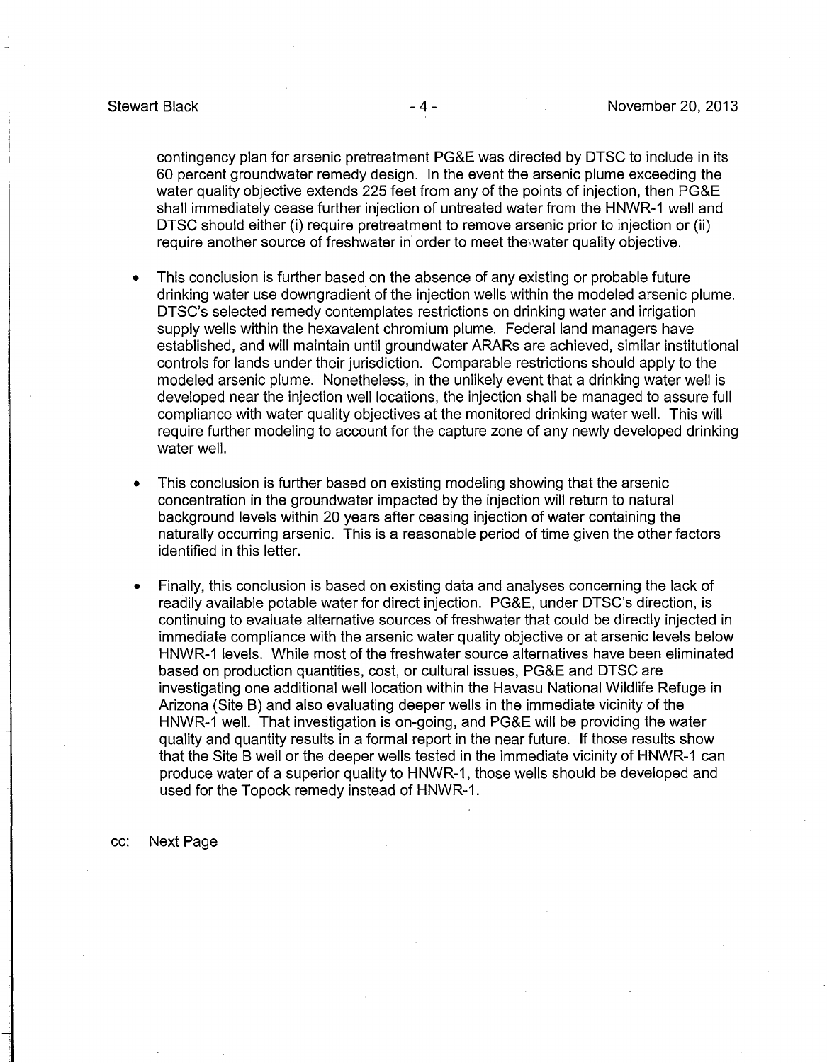contingency plan for arsenic pretreatment PG&E was directed by DTSC to include in its 60 percent groundwater remedy design. In the event the arsenic plume exceeding the water quality objective extends 225 feet from any of the points of injection, then PG&E shall immediately cease further injection of untreated water from the HNWR-1 well and DTSC should either (i) require pretreatment to remove arsenic prior to injection or (ii) require another source of freshwater in order to meet the water quality objective.

- This conclusion is further based on the absence of any existing or probable future drinking water use downgradient of the injection wells within the modeled arsenic plume. DTSC's selected remedy contemplates restrictions on drinking water and irrigation supply wells within the hexavalent chromium plume. Federal land managers have established, and will maintain until groundwater ARARs are achieved, similar institutional controls for lands under their jurisdiction. Comparable restrictions should apply to the modeled arsenic plume. Nonetheless, in the unlikely event that a drinking water well is developed near the injection well locations, the injection shall be managed to assure full compliance with water quality objectives at the monitored drinking water well. This will require further modeling to account for the capture zone of any newly developed drinking water well.

- This conclusion is further based on existing modeling showing that the arsenic concentration in the groundwater impacted by the injection will return to natural background levels within 20 years after ceasing injection of water containing the naturally occurring arsenic. This is a reasonable period of time given the other factors identified in this letter.

- Finally, this conclusion is based on existing data and analyses concerning the lack of readily available potable water for direct injection. PG&E, under DTSC's direction, is continuing to evaluate alternative sources of freshwater that could be directly injected in immediate compliance with the arsenic water quality objective or at arsenic levels below HNWR-1 levels. While most of the freshwater source alternatives have been eliminated based on production quantities, cost, or cultural issues, PG&E and DTSC are investigating one additional well location within the Havasu National Wildlife Refuge in Arizona (Site B) and also evaluating deeper wells in the immediate vicinity of the HNWR-1 well. That investigation is on-going, and PG&E will be providing the water quality and quantity results in a formal report in the near future. If those results show that the Site B well or the deeper wells tested in the immediate vicinity of HNWR-1 can produce water of a superior quality to HNWR-1, those wells should be developed and used for the Topock remedy instead of HNWR-1.

cc: Next Page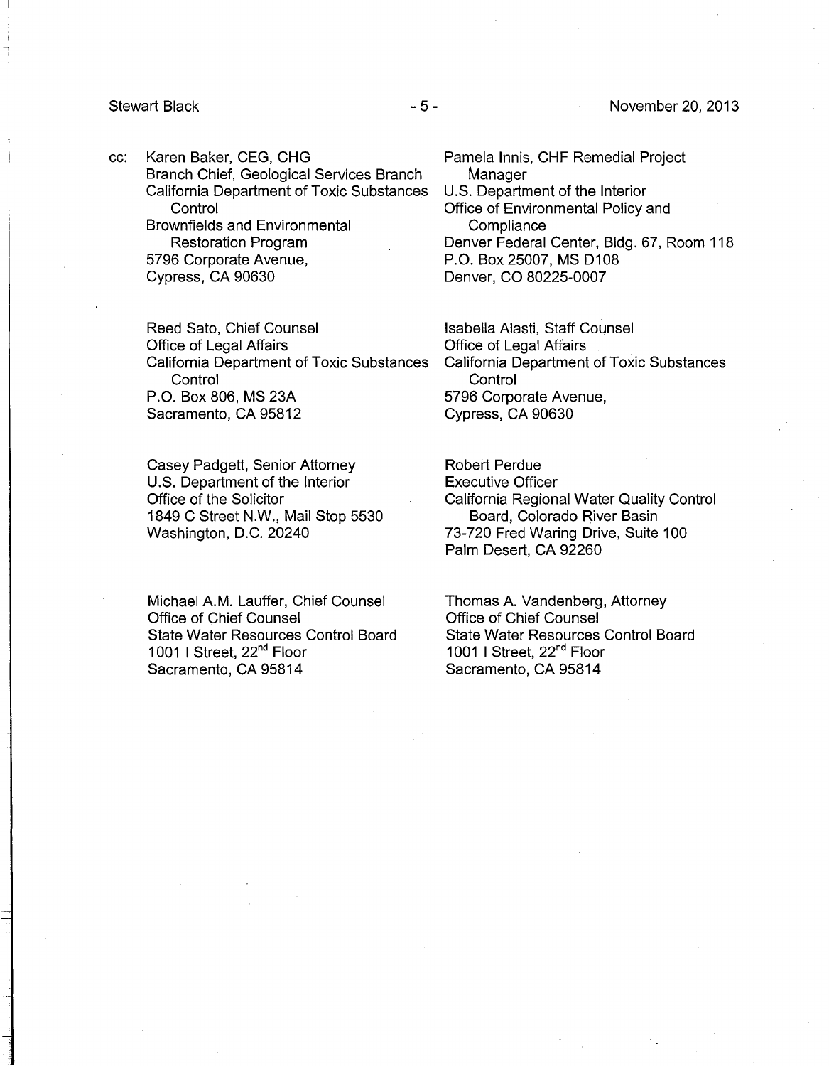cc: Karen Baker, CEG, CHG
Branch Chief, Geological Services Branch
California Department of Toxic Substances Control
Brownfields and Environmental Restoration Program
5796 Corporate Avenue,
Cypress, CA 90630

Pamela Innis, CHF Remedial Project Manager
U.S. Department of the Interior
Office of Environmental Policy and Compliance
Denver Federal Center, Bldg. 67, Room 118
P.O. Box 25007, MS D108
Denver, CO 80225-0007

Reed Sato, Chief Counsel
Office of Legal Affairs
California Department of Toxic Substances Control
P.O. Box 806, MS 23A
Sacramento, CA 95812

Isabella Alasti, Staff Counsel
Office of Legal Affairs
California Department of Toxic Substances Control
5796 Corporate Avenue,
Cypress, CA 90630

Casey Padgett, Senior Attorney
U.S. Department of the Interior
Office of the Solicitor
1849 C Street N.W., Mail Stop 5530
Washington, D.C. 20240

Robert Perdue
Executive Officer
California Regional Water Quality Control Board, Colorado River Basin
73-720 Fred Waring Drive, Suite 100
Palm Desert, CA 92260

Michael A.M. Lauffer, Chief Counsel
Office of Chief Counsel
State Water Resources Control Board
1001 I Street, 22nd Floor
Sacramento, CA 95814

Thomas A. Vandenberg, Attorney
Office of Chief Counsel
State Water Resources Control Board
1001 I Street, 22nd Floor
Sacramento, CA 95814